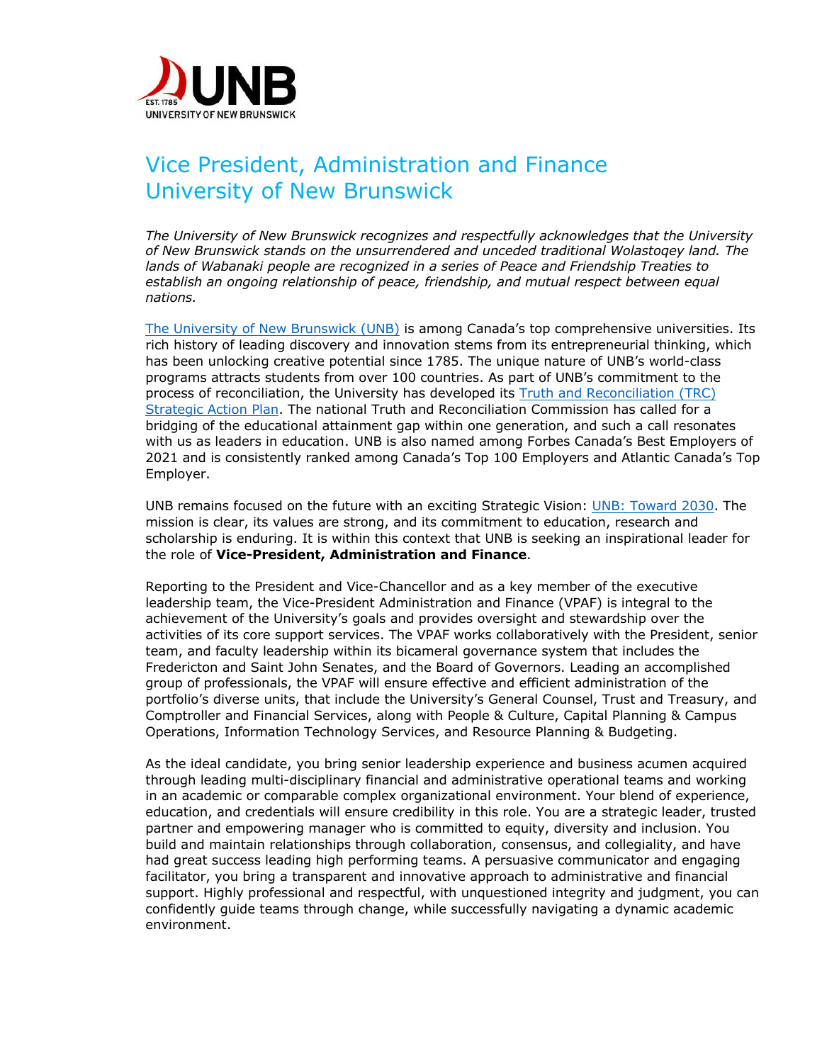# Vice President, Administration and Finance
# University of New Brunswick

*The University of New Brunswick recognizes and respectfully acknowledges that the University of New Brunswick stands on the unsurrendered and unceded traditional Wolastoqey land. The lands of Wabanaki people are recognized in a series of Peace and Friendship Treaties to establish an ongoing relationship of peace, friendship, and mutual respect between equal nations.*

The University of New Brunswick (UNB) is among Canada's top comprehensive universities. Its rich history of leading discovery and innovation stems from its entrepreneurial thinking, which has been unlocking creative potential since 1785. The unique nature of UNB's world-class programs attracts students from over 100 countries. As part of UNB's commitment to the process of reconciliation, the University has developed its Truth and Reconciliation (TRC) Strategic Action Plan. The national Truth and Reconciliation Commission has called for a bridging of the educational attainment gap within one generation, and such a call resonates with us as leaders in education. UNB is also named among Forbes Canada's Best Employers of 2021 and is consistently ranked among Canada's Top 100 Employers and Atlantic Canada's Top Employer.

UNB remains focused on the future with an exciting Strategic Vision: UNB: Toward 2030. The mission is clear, its values are strong, and its commitment to education, research and scholarship is enduring. It is within this context that UNB is seeking an inspirational leader for the role of **Vice-President, Administration and Finance**.

Reporting to the President and Vice-Chancellor and as a key member of the executive leadership team, the Vice-President Administration and Finance (VPAF) is integral to the achievement of the University's goals and provides oversight and stewardship over the activities of its core support services. The VPAF works collaboratively with the President, senior team, and faculty leadership within its bicameral governance system that includes the Fredericton and Saint John Senates, and the Board of Governors. Leading an accomplished group of professionals, the VPAF will ensure effective and efficient administration of the portfolio's diverse units, that include the University's General Counsel, Trust and Treasury, and Comptroller and Financial Services, along with People & Culture, Capital Planning & Campus Operations, Information Technology Services, and Resource Planning & Budgeting.

As the ideal candidate, you bring senior leadership experience and business acumen acquired through leading multi-disciplinary financial and administrative operational teams and working in an academic or comparable complex organizational environment. Your blend of experience, education, and credentials will ensure credibility in this role. You are a strategic leader, trusted partner and empowering manager who is committed to equity, diversity and inclusion. You build and maintain relationships through collaboration, consensus, and collegiality, and have had great success leading high performing teams. A persuasive communicator and engaging facilitator, you bring a transparent and innovative approach to administrative and financial support. Highly professional and respectful, with unquestioned integrity and judgment, you can confidently guide teams through change, while successfully navigating a dynamic academic environment.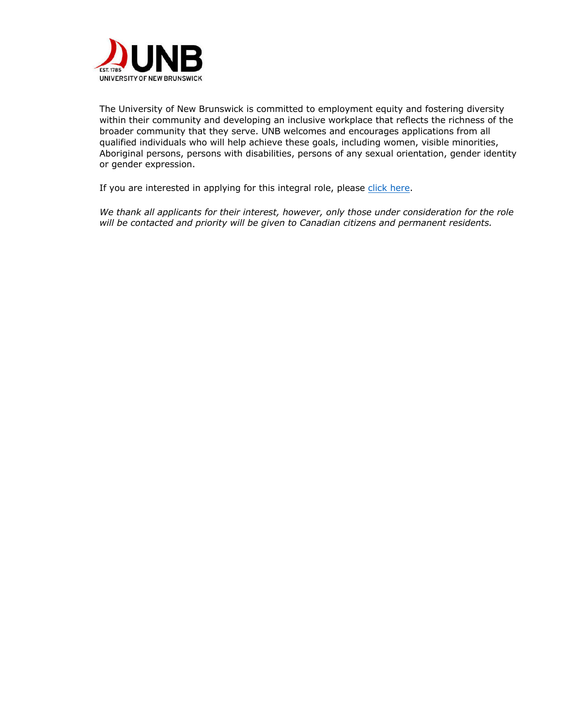The University of New Brunswick is committed to employment equity and fostering diversity within their community and developing an inclusive workplace that reflects the richness of the broader community that they serve. UNB welcomes and encourages applications from all qualified individuals who will help achieve these goals, including women, visible minorities, Aboriginal persons, persons with disabilities, persons of any sexual orientation, gender identity or gender expression.

If you are interested in applying for this integral role, please click here.

*We thank all applicants for their interest, however, only those under consideration for the role will be contacted and priority will be given to Canadian citizens and permanent residents.*